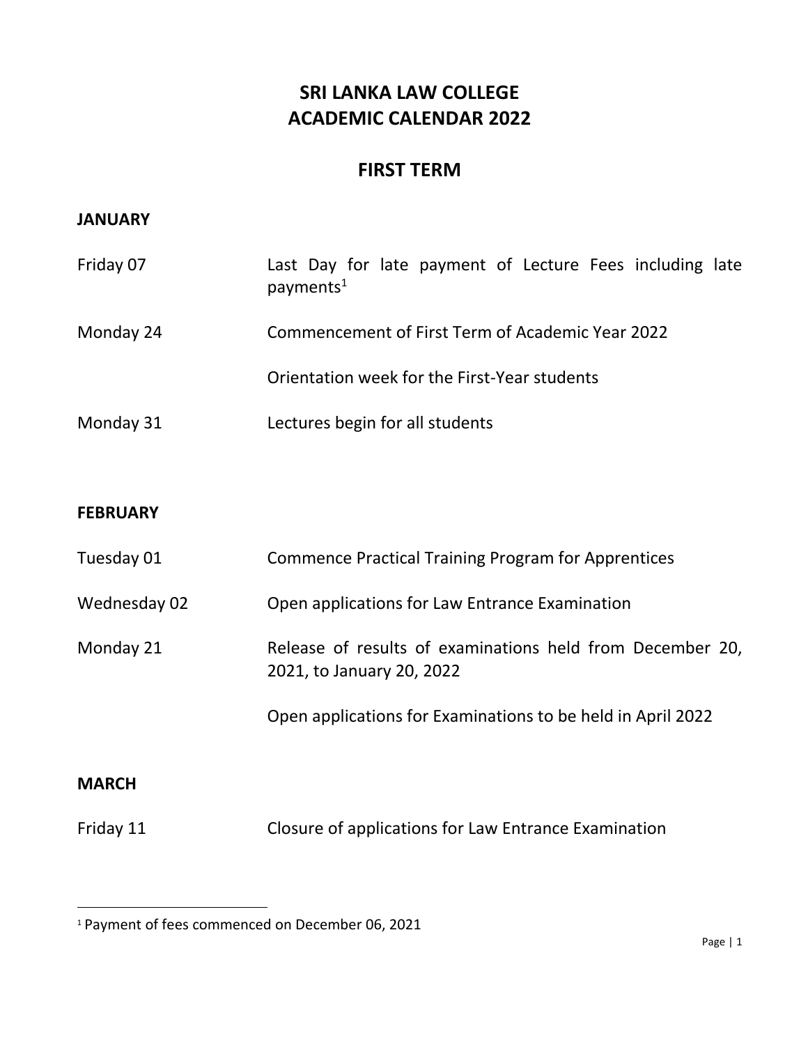# SRI LANKA LAW COLLEGE
# ACADEMIC CALENDAR 2022

## FIRST TERM

### JANUARY

| | |
|---|---|
| Friday 07 | Last Day for late payment of Lecture Fees including late payments[1] |
| Monday 24 | Commencement of First Term of Academic Year 2022 |
| | Orientation week for the First-Year students |
| Monday 31 | Lectures begin for all students |

### FEBRUARY

| | |
|---|---|
| Tuesday 01 | Commence Practical Training Program for Apprentices |
| Wednesday 02 | Open applications for Law Entrance Examination |
| Monday 21 | Release of results of examinations held from December 20, 2021, to January 20, 2022 |
| | Open applications for Examinations to be held in April 2022 |

### MARCH

| | |
|---|---|
| Friday 11 | Closure of applications for Law Entrance Examination |

[1] Payment of fees commenced on December 06, 2021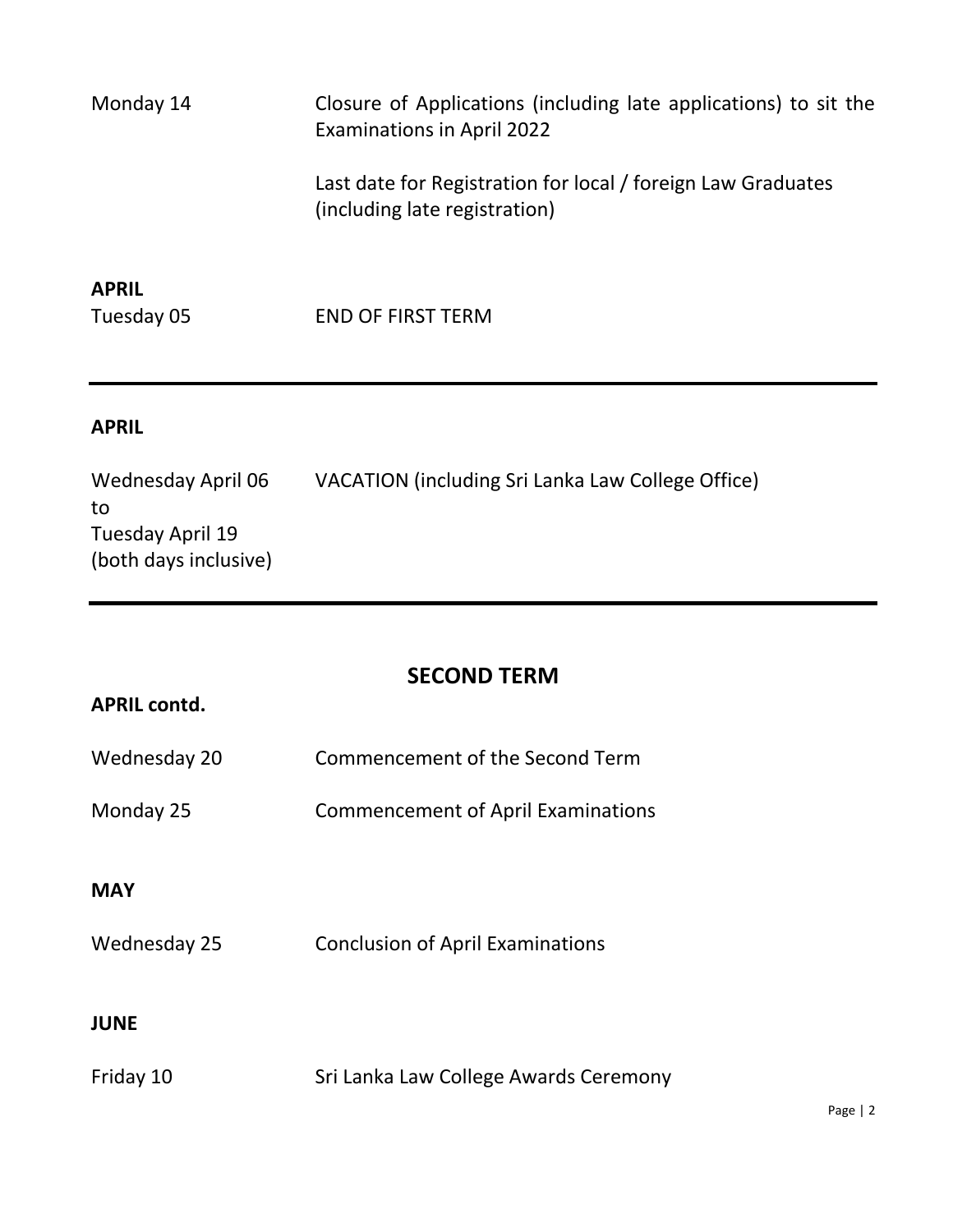| | |
|---|---|
| Monday 14 | Closure of Applications (including late applications) to sit the Examinations in April 2022<br><br>Last date for Registration for local / foreign Law Graduates (including late registration) |

**APRIL**

| | |
|---|---|
| Tuesday 05 | END OF FIRST TERM |

---

**APRIL**

| | |
|---|---|
| Wednesday April 06 to Tuesday April 19 (both days inclusive) | VACATION (including Sri Lanka Law College Office) |

---

## SECOND TERM

**APRIL contd.**

| | |
|---|---|
| Wednesday 20 | Commencement of the Second Term |
| Monday 25 | Commencement of April Examinations |

**MAY**

| | |
|---|---|
| Wednesday 25 | Conclusion of April Examinations |

**JUNE**

| | |
|---|---|
| Friday 10 | Sri Lanka Law College Awards Ceremony |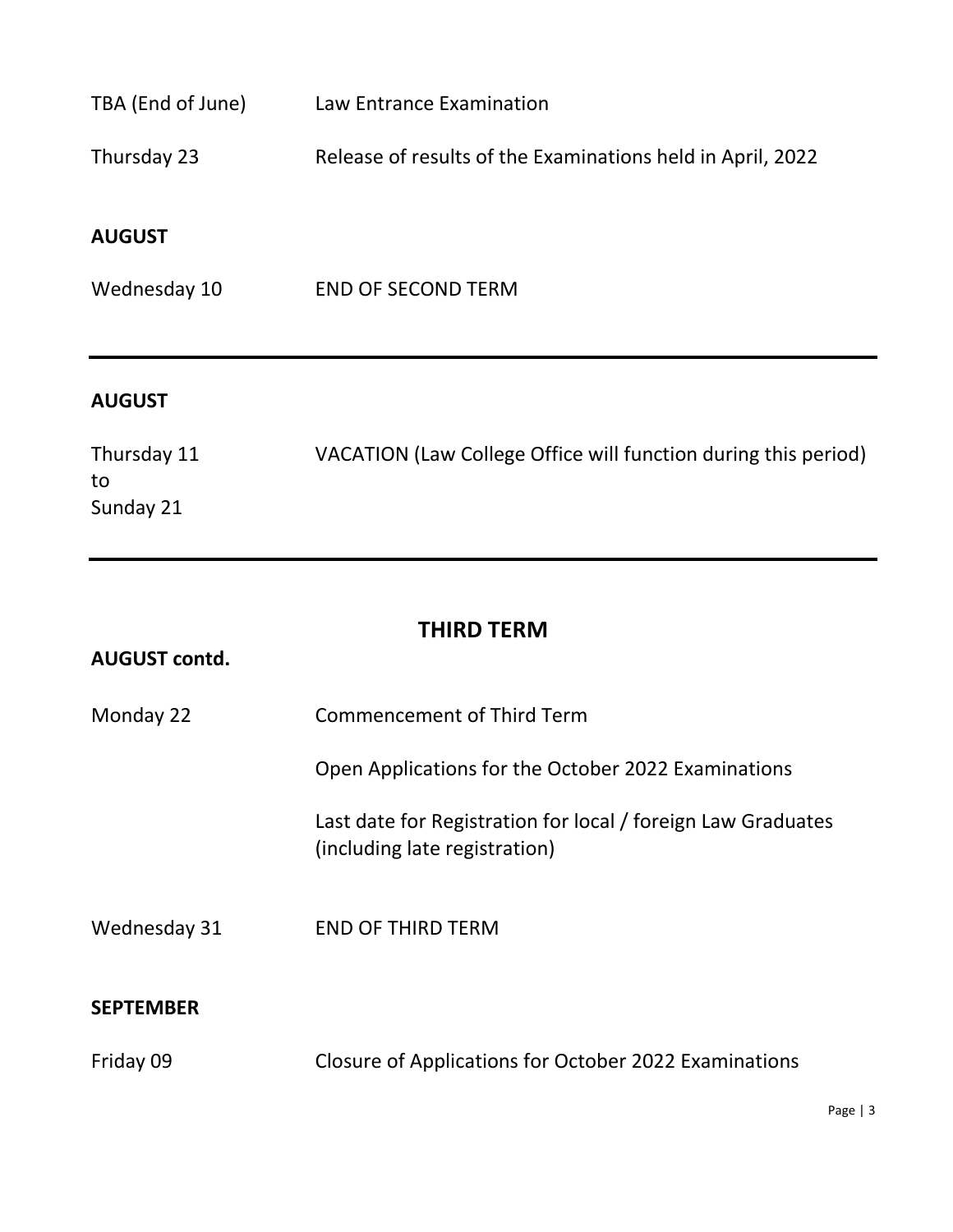| | |
|---|---|
| TBA (End of June) | Law Entrance Examination |
| Thursday 23 | Release of results of the Examinations held in April, 2022 |

**AUGUST**

| | |
|---|---|
| Wednesday 10 | END OF SECOND TERM |

---

**AUGUST**

| | |
|---|---|
| Thursday 11 to Sunday 21 | VACATION (Law College Office will function during this period) |

---

## THIRD TERM

**AUGUST contd.**

| | |
|---|---|
| Monday 22 | Commencement of Third Term |
| | Open Applications for the October 2022 Examinations |
| | Last date for Registration for local / foreign Law Graduates (including late registration) |
| Wednesday 31 | END OF THIRD TERM |

**SEPTEMBER**

| | |
|---|---|
| Friday 09 | Closure of Applications for October 2022 Examinations |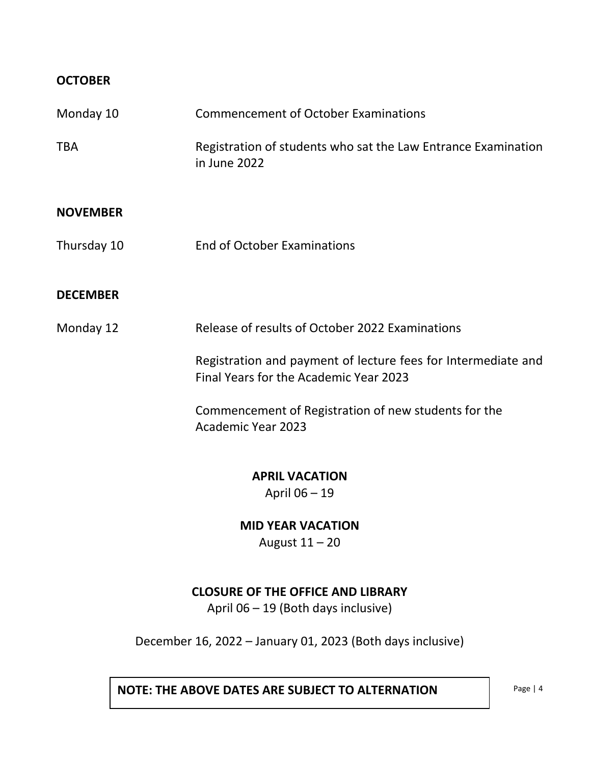**OCTOBER**

| | |
|---|---|
| Monday 10 | Commencement of October Examinations |
| TBA | Registration of students who sat the Law Entrance Examination in June 2022 |

**NOVEMBER**

| | |
|---|---|
| Thursday 10 | End of October Examinations |

**DECEMBER**

| | |
|---|---|
| Monday 12 | Release of results of October 2022 Examinations |
| | Registration and payment of lecture fees for Intermediate and Final Years for the Academic Year 2023 |
| | Commencement of Registration of new students for the Academic Year 2023 |

**APRIL VACATION**

April 06 – 19

**MID YEAR VACATION**

August 11 – 20

**CLOSURE OF THE OFFICE AND LIBRARY**

April 06 – 19 (Both days inclusive)

December 16, 2022 – January 01, 2023 (Both days inclusive)

**NOTE: THE ABOVE DATES ARE SUBJECT TO ALTERNATION**